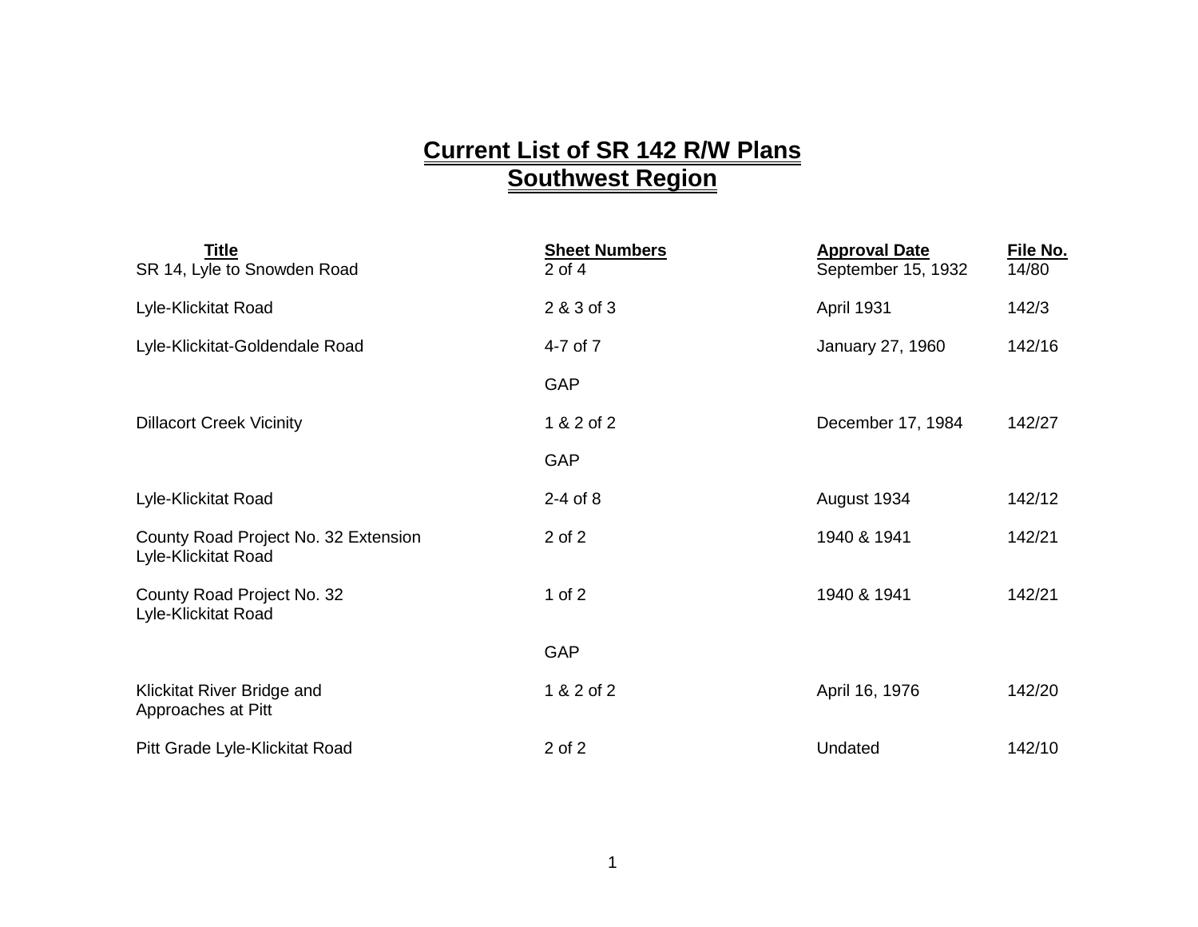# Current List of SR 142 R/W Plans
# Southwest Region

| Title | Sheet Numbers | Approval Date | File No. |
|---|---|---|---|
| SR 14, Lyle to Snowden Road | 2 of 4 | September 15, 1932 | 14/80 |
| Lyle-Klickitat Road | 2 & 3 of 3 | April 1931 | 142/3 |
| Lyle-Klickitat-Goldendale Road | 4-7 of 7 | January 27, 1960 | 142/16 |
| | GAP | | |
| Dillacort Creek Vicinity | 1 & 2 of 2 | December 17, 1984 | 142/27 |
| | GAP | | |
| Lyle-Klickitat Road | 2-4 of 8 | August 1934 | 142/12 |
| County Road Project No. 32 Extension Lyle-Klickitat Road | 2 of 2 | 1940 & 1941 | 142/21 |
| County Road Project No. 32 Lyle-Klickitat Road | 1 of 2 | 1940 & 1941 | 142/21 |
| | GAP | | |
| Klickitat River Bridge and Approaches at Pitt | 1 & 2 of 2 | April 16, 1976 | 142/20 |
| Pitt Grade Lyle-Klickitat Road | 2 of 2 | Undated | 142/10 |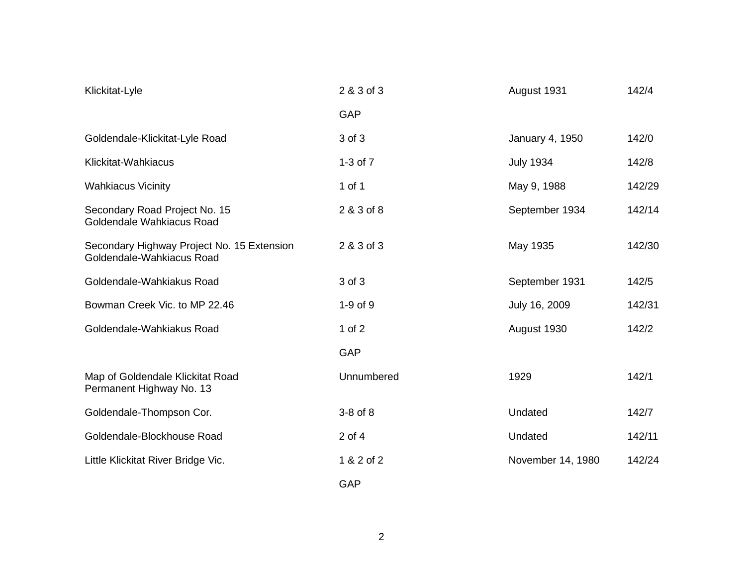| | | | |
|---|---|---|---|
| Klickitat-Lyle | 2 & 3 of 3 | August 1931 | 142/4 |
| | GAP | | |
| Goldendale-Klickitat-Lyle Road | 3 of 3 | January 4, 1950 | 142/0 |
| Klickitat-Wahkiacus | 1-3 of 7 | July 1934 | 142/8 |
| Wahkiacus Vicinity | 1 of 1 | May 9, 1988 | 142/29 |
| Secondary Road Project No. 15 Goldendale Wahkiacus Road | 2 & 3 of 8 | September 1934 | 142/14 |
| Secondary Highway Project No. 15 Extension Goldendale-Wahkiacus Road | 2 & 3 of 3 | May 1935 | 142/30 |
| Goldendale-Wahkiakus Road | 3 of 3 | September 1931 | 142/5 |
| Bowman Creek Vic. to MP 22.46 | 1-9 of 9 | July 16, 2009 | 142/31 |
| Goldendale-Wahkiakus Road | 1 of 2 | August 1930 | 142/2 |
| | GAP | | |
| Map of Goldendale Klickitat Road Permanent Highway No. 13 | Unnumbered | 1929 | 142/1 |
| Goldendale-Thompson Cor. | 3-8 of 8 | Undated | 142/7 |
| Goldendale-Blockhouse Road | 2 of 4 | Undated | 142/11 |
| Little Klickitat River Bridge Vic. | 1 & 2 of 2 | November 14, 1980 | 142/24 |
| | GAP | | |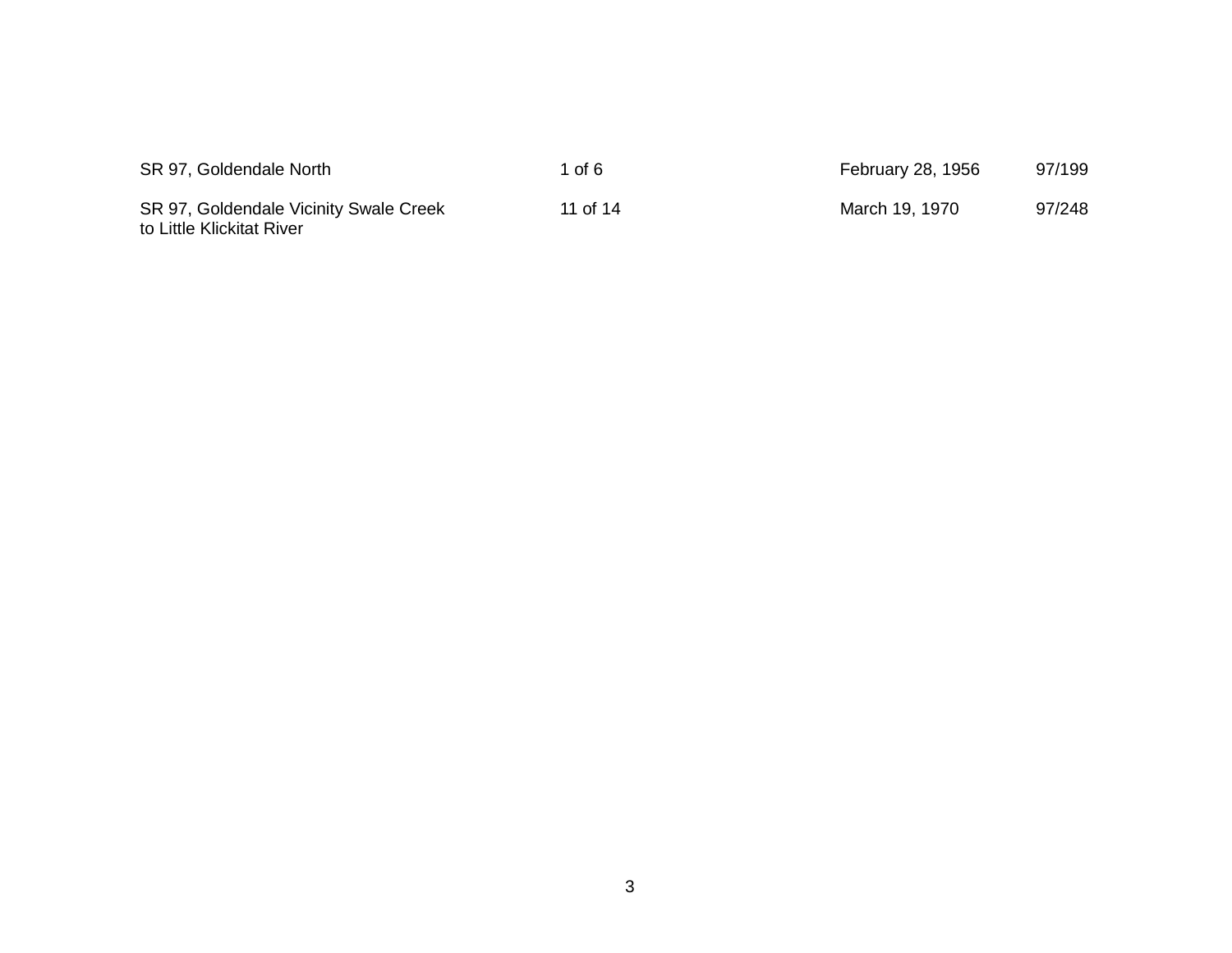| | | | |
|---|---|---|---|
| SR 97, Goldendale North | 1 of 6 | February 28, 1956 | 97/199 |
| SR 97, Goldendale Vicinity Swale Creek to Little Klickitat River | 11 of 14 | March 19, 1970 | 97/248 |